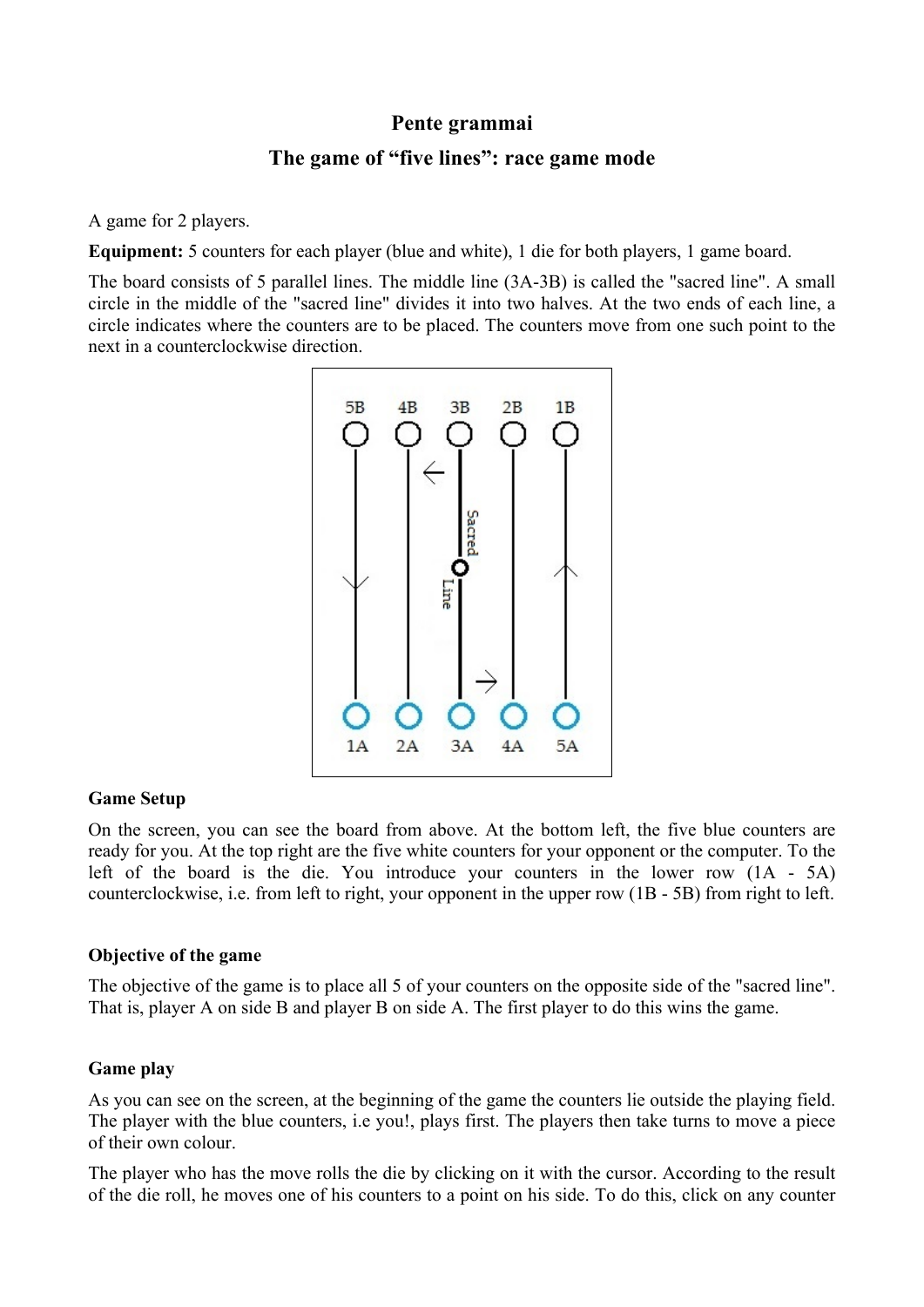**Pente grammai**

**The game of "five lines": race game mode**

A game for 2 players.

**Equipment:** 5 counters for each player (blue and white), 1 die for both players, 1 game board.

The board consists of 5 parallel lines. The middle line (3A-3B) is called the "sacred line". A small circle in the middle of the "sacred line" divides it into two halves. At the two ends of each line, a circle indicates where the counters are to be placed. The counters move from one such point to the next in a counterclockwise direction.

### Game Setup

On the screen, you can see the board from above. At the bottom left, the five blue counters are ready for you. At the top right are the five white counters for your opponent or the computer. To the left of the board is the die. You introduce your counters in the lower row (1A - 5A) counterclockwise, i.e. from left to right, your opponent in the upper row (1B - 5B) from right to left.

### Objective of the game

The objective of the game is to place all 5 of your counters on the opposite side of the "sacred line". That is, player A on side B and player B on side A. The first player to do this wins the game.

### Game play

As you can see on the screen, at the beginning of the game the counters lie outside the playing field. The player with the blue counters, i.e you!, plays first. The players then take turns to move a piece of their own colour.

The player who has the move rolls the die by clicking on it with the cursor. According to the result of the die roll, he moves one of his counters to a point on his side. To do this, click on any counter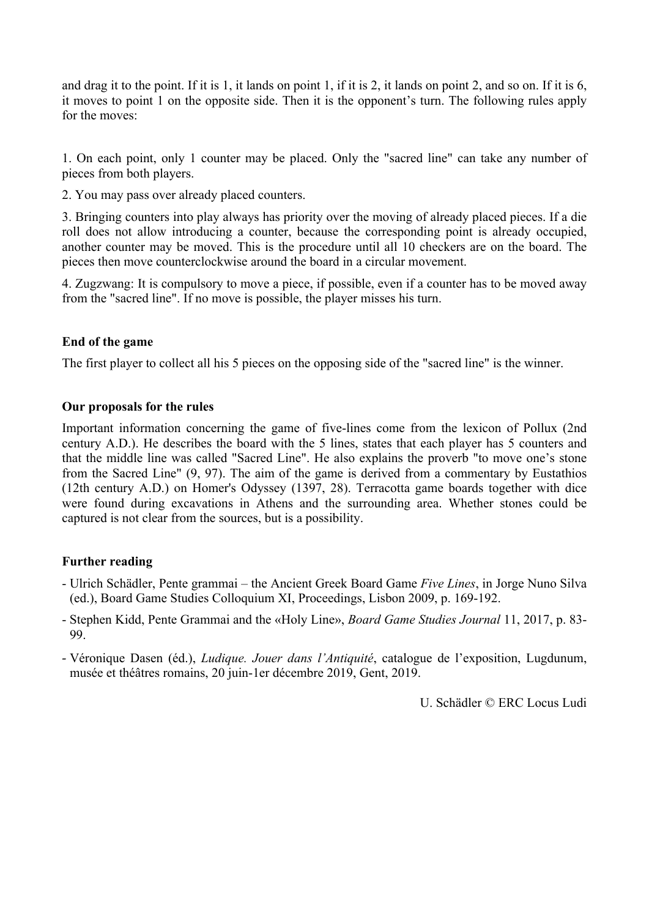and drag it to the point. If it is 1, it lands on point 1, if it is 2, it lands on point 2, and so on. If it is 6, it moves to point 1 on the opposite side. Then it is the opponent's turn. The following rules apply for the moves:

1. On each point, only 1 counter may be placed. Only the "sacred line" can take any number of pieces from both players.

2. You may pass over already placed counters.

3. Bringing counters into play always has priority over the moving of already placed pieces. If a die roll does not allow introducing a counter, because the corresponding point is already occupied, another counter may be moved. This is the procedure until all 10 checkers are on the board. The pieces then move counterclockwise around the board in a circular movement.

4. Zugzwang: It is compulsory to move a piece, if possible, even if a counter has to be moved away from the "sacred line". If no move is possible, the player misses his turn.

**End of the game**

The first player to collect all his 5 pieces on the opposing side of the "sacred line" is the winner.

**Our proposals for the rules**

Important information concerning the game of five-lines come from the lexicon of Pollux (2nd century A.D.). He describes the board with the 5 lines, states that each player has 5 counters and that the middle line was called "Sacred Line". He also explains the proverb "to move one's stone from the Sacred Line" (9, 97). The aim of the game is derived from a commentary by Eustathios (12th century A.D.) on Homer's Odyssey (1397, 28). Terracotta game boards together with dice were found during excavations in Athens and the surrounding area. Whether stones could be captured is not clear from the sources, but is a possibility.

**Further reading**

- Ulrich Schädler, Pente grammai – the Ancient Greek Board Game *Five Lines*, in Jorge Nuno Silva (ed.), Board Game Studies Colloquium XI, Proceedings, Lisbon 2009, p. 169-192.
- Stephen Kidd, Pente Grammai and the «Holy Line», *Board Game Studies Journal* 11, 2017, p. 83-99.
- Véronique Dasen (éd.), *Ludique. Jouer dans l'Antiquité*, catalogue de l'exposition, Lugdunum, musée et théâtres romains, 20 juin-1er décembre 2019, Gent, 2019.

U. Schädler © ERC Locus Ludi